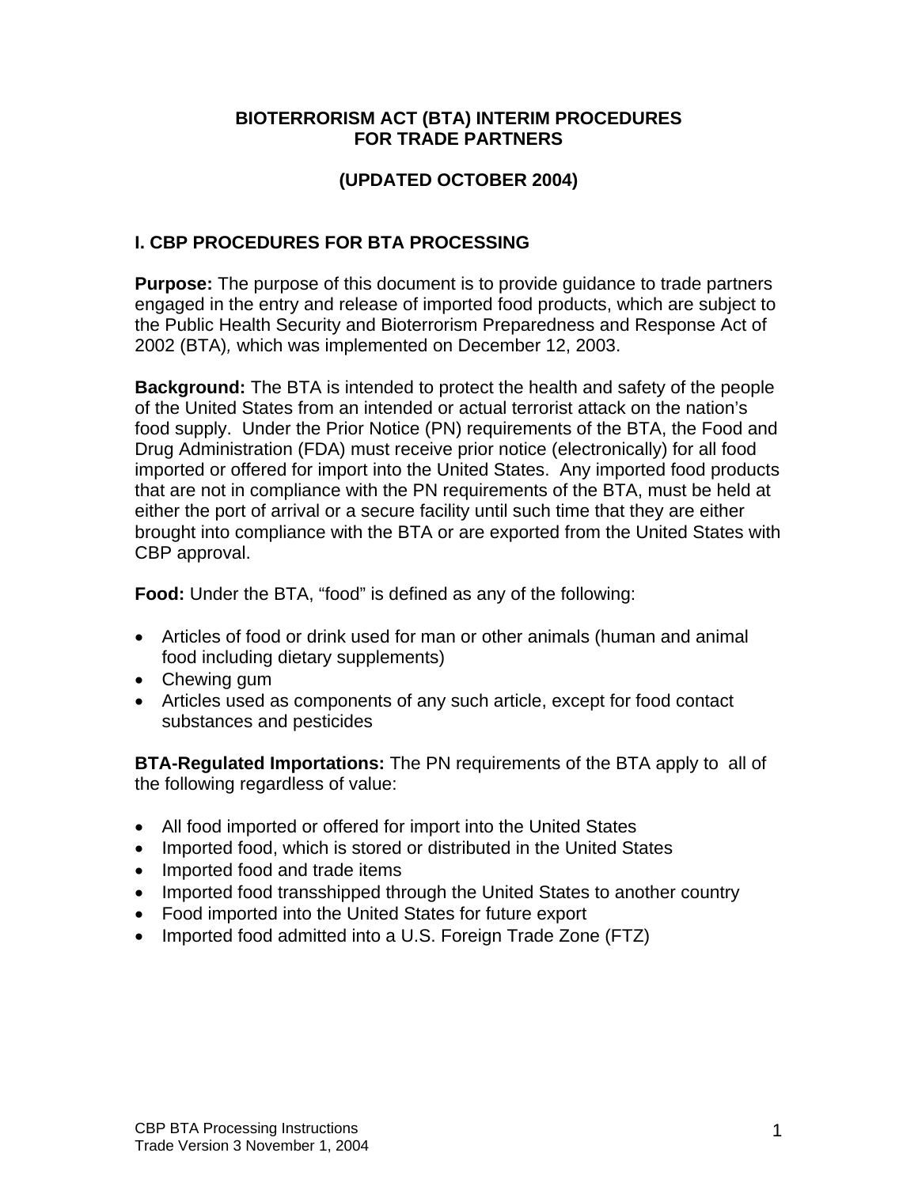# BIOTERRORISM ACT (BTA) INTERIM PROCEDURES FOR TRADE PARTNERS

**(UPDATED OCTOBER 2004)**

## I. CBP PROCEDURES FOR BTA PROCESSING

**Purpose:** The purpose of this document is to provide guidance to trade partners engaged in the entry and release of imported food products, which are subject to the Public Health Security and Bioterrorism Preparedness and Response Act of 2002 (BTA)*,* which was implemented on December 12, 2003.

**Background:** The BTA is intended to protect the health and safety of the people of the United States from an intended or actual terrorist attack on the nation's food supply. Under the Prior Notice (PN) requirements of the BTA, the Food and Drug Administration (FDA) must receive prior notice (electronically) for all food imported or offered for import into the United States. Any imported food products that are not in compliance with the PN requirements of the BTA, must be held at either the port of arrival or a secure facility until such time that they are either brought into compliance with the BTA or are exported from the United States with CBP approval.

**Food:** Under the BTA, "food" is defined as any of the following:

- Articles of food or drink used for man or other animals (human and animal food including dietary supplements)
- Chewing gum
- Articles used as components of any such article, except for food contact substances and pesticides

**BTA-Regulated Importations:** The PN requirements of the BTA apply to all of the following regardless of value:

- All food imported or offered for import into the United States
- Imported food, which is stored or distributed in the United States
- Imported food and trade items
- Imported food transshipped through the United States to another country
- Food imported into the United States for future export
- Imported food admitted into a U.S. Foreign Trade Zone (FTZ)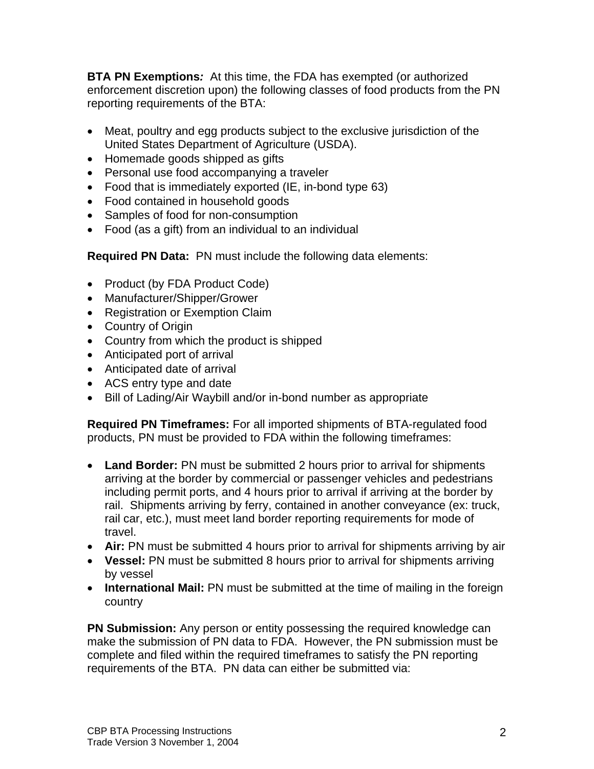**BTA PN Exemptions*:*** At this time, the FDA has exempted (or authorized enforcement discretion upon) the following classes of food products from the PN reporting requirements of the BTA:

- Meat, poultry and egg products subject to the exclusive jurisdiction of the United States Department of Agriculture (USDA).
- Homemade goods shipped as gifts
- Personal use food accompanying a traveler
- Food that is immediately exported (IE, in-bond type 63)
- Food contained in household goods
- Samples of food for non-consumption
- Food (as a gift) from an individual to an individual

**Required PN Data:** PN must include the following data elements:

- Product (by FDA Product Code)
- Manufacturer/Shipper/Grower
- Registration or Exemption Claim
- Country of Origin
- Country from which the product is shipped
- Anticipated port of arrival
- Anticipated date of arrival
- ACS entry type and date
- Bill of Lading/Air Waybill and/or in-bond number as appropriate

**Required PN Timeframes:** For all imported shipments of BTA-regulated food products, PN must be provided to FDA within the following timeframes:

- **Land Border:** PN must be submitted 2 hours prior to arrival for shipments arriving at the border by commercial or passenger vehicles and pedestrians including permit ports, and 4 hours prior to arrival if arriving at the border by rail. Shipments arriving by ferry, contained in another conveyance (ex: truck, rail car, etc.), must meet land border reporting requirements for mode of travel.
- **Air:** PN must be submitted 4 hours prior to arrival for shipments arriving by air
- **Vessel:** PN must be submitted 8 hours prior to arrival for shipments arriving by vessel
- **International Mail:** PN must be submitted at the time of mailing in the foreign country

**PN Submission:** Any person or entity possessing the required knowledge can make the submission of PN data to FDA. However, the PN submission must be complete and filed within the required timeframes to satisfy the PN reporting requirements of the BTA. PN data can either be submitted via: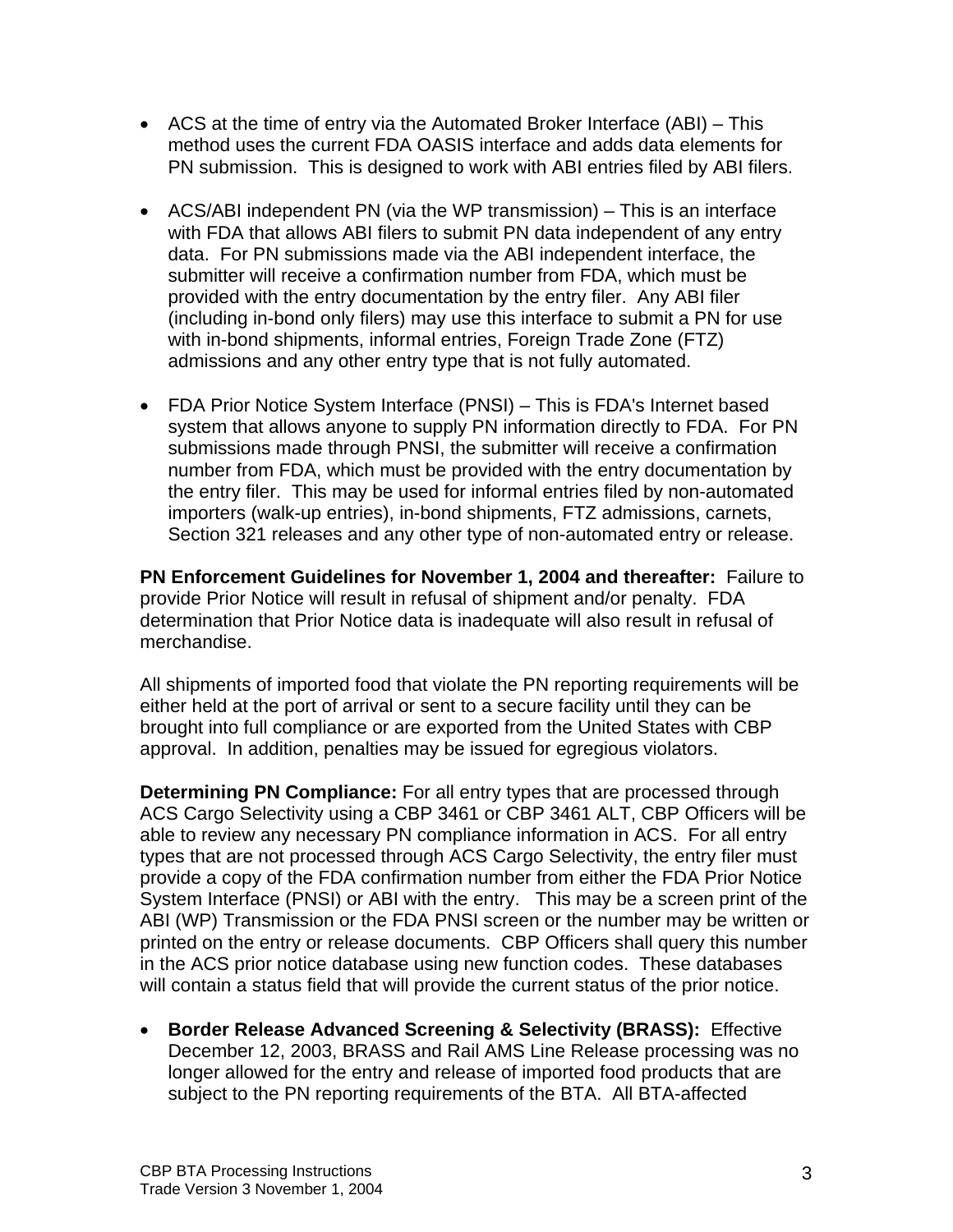- ACS at the time of entry via the Automated Broker Interface (ABI) – This method uses the current FDA OASIS interface and adds data elements for PN submission. This is designed to work with ABI entries filed by ABI filers.

- ACS/ABI independent PN (via the WP transmission) – This is an interface with FDA that allows ABI filers to submit PN data independent of any entry data. For PN submissions made via the ABI independent interface, the submitter will receive a confirmation number from FDA, which must be provided with the entry documentation by the entry filer. Any ABI filer (including in-bond only filers) may use this interface to submit a PN for use with in-bond shipments, informal entries, Foreign Trade Zone (FTZ) admissions and any other entry type that is not fully automated.

- FDA Prior Notice System Interface (PNSI) – This is FDA's Internet based system that allows anyone to supply PN information directly to FDA. For PN submissions made through PNSI, the submitter will receive a confirmation number from FDA, which must be provided with the entry documentation by the entry filer. This may be used for informal entries filed by non-automated importers (walk-up entries), in-bond shipments, FTZ admissions, carnets, Section 321 releases and any other type of non-automated entry or release.

**PN Enforcement Guidelines for November 1, 2004 and thereafter:** Failure to provide Prior Notice will result in refusal of shipment and/or penalty. FDA determination that Prior Notice data is inadequate will also result in refusal of merchandise.

All shipments of imported food that violate the PN reporting requirements will be either held at the port of arrival or sent to a secure facility until they can be brought into full compliance or are exported from the United States with CBP approval. In addition, penalties may be issued for egregious violators.

**Determining PN Compliance:** For all entry types that are processed through ACS Cargo Selectivity using a CBP 3461 or CBP 3461 ALT, CBP Officers will be able to review any necessary PN compliance information in ACS. For all entry types that are not processed through ACS Cargo Selectivity, the entry filer must provide a copy of the FDA confirmation number from either the FDA Prior Notice System Interface (PNSI) or ABI with the entry. This may be a screen print of the ABI (WP) Transmission or the FDA PNSI screen or the number may be written or printed on the entry or release documents. CBP Officers shall query this number in the ACS prior notice database using new function codes. These databases will contain a status field that will provide the current status of the prior notice.

- **Border Release Advanced Screening & Selectivity (BRASS):** Effective December 12, 2003, BRASS and Rail AMS Line Release processing was no longer allowed for the entry and release of imported food products that are subject to the PN reporting requirements of the BTA. All BTA-affected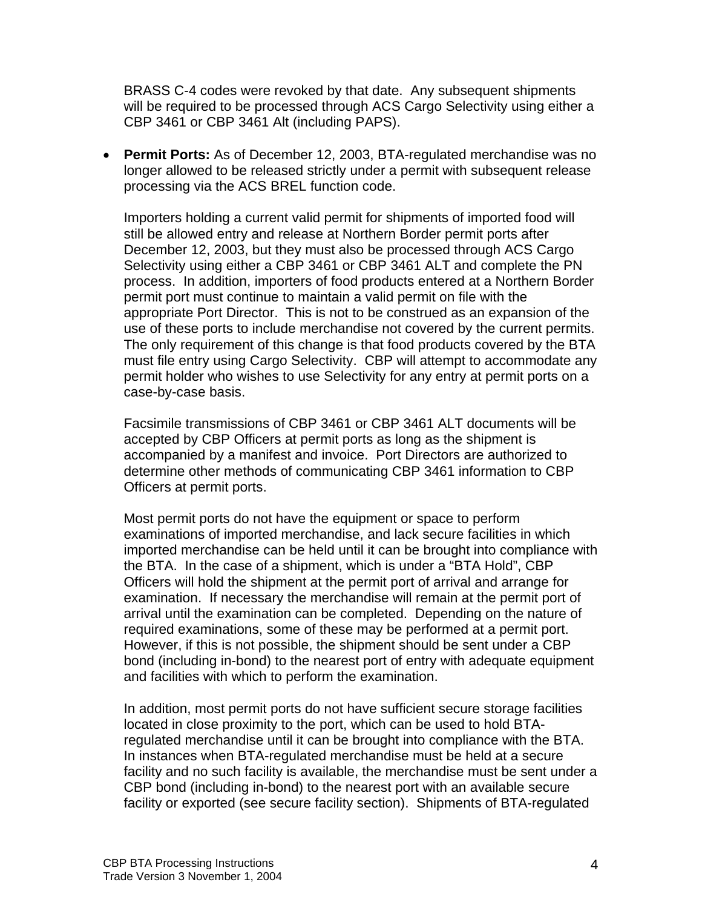BRASS C-4 codes were revoked by that date. Any subsequent shipments will be required to be processed through ACS Cargo Selectivity using either a CBP 3461 or CBP 3461 Alt (including PAPS).

- **Permit Ports:** As of December 12, 2003, BTA-regulated merchandise was no longer allowed to be released strictly under a permit with subsequent release processing via the ACS BREL function code.

  Importers holding a current valid permit for shipments of imported food will still be allowed entry and release at Northern Border permit ports after December 12, 2003, but they must also be processed through ACS Cargo Selectivity using either a CBP 3461 or CBP 3461 ALT and complete the PN process. In addition, importers of food products entered at a Northern Border permit port must continue to maintain a valid permit on file with the appropriate Port Director. This is not to be construed as an expansion of the use of these ports to include merchandise not covered by the current permits. The only requirement of this change is that food products covered by the BTA must file entry using Cargo Selectivity. CBP will attempt to accommodate any permit holder who wishes to use Selectivity for any entry at permit ports on a case-by-case basis.

  Facsimile transmissions of CBP 3461 or CBP 3461 ALT documents will be accepted by CBP Officers at permit ports as long as the shipment is accompanied by a manifest and invoice. Port Directors are authorized to determine other methods of communicating CBP 3461 information to CBP Officers at permit ports.

  Most permit ports do not have the equipment or space to perform examinations of imported merchandise, and lack secure facilities in which imported merchandise can be held until it can be brought into compliance with the BTA. In the case of a shipment, which is under a "BTA Hold", CBP Officers will hold the shipment at the permit port of arrival and arrange for examination. If necessary the merchandise will remain at the permit port of arrival until the examination can be completed. Depending on the nature of required examinations, some of these may be performed at a permit port. However, if this is not possible, the shipment should be sent under a CBP bond (including in-bond) to the nearest port of entry with adequate equipment and facilities with which to perform the examination.

  In addition, most permit ports do not have sufficient secure storage facilities located in close proximity to the port, which can be used to hold BTA-regulated merchandise until it can be brought into compliance with the BTA. In instances when BTA-regulated merchandise must be held at a secure facility and no such facility is available, the merchandise must be sent under a CBP bond (including in-bond) to the nearest port with an available secure facility or exported (see secure facility section). Shipments of BTA-regulated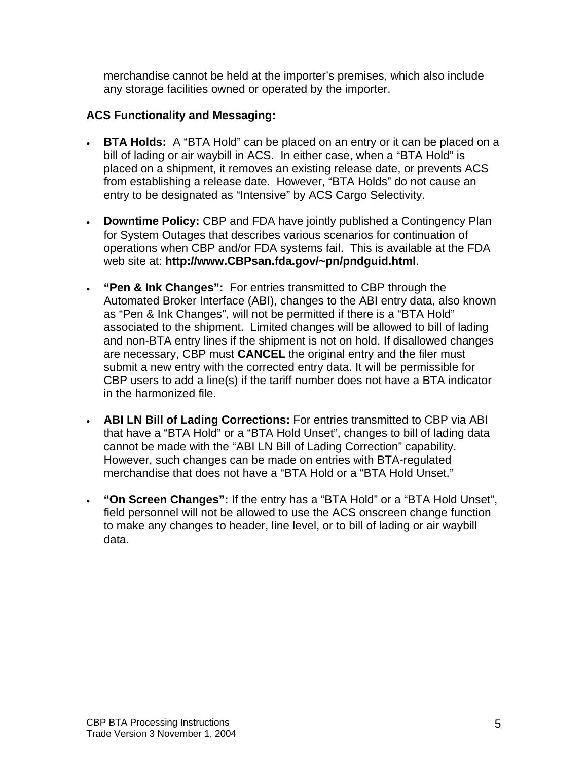merchandise cannot be held at the importer's premises, which also include any storage facilities owned or operated by the importer.

**ACS Functionality and Messaging:**

- **BTA Holds:** A "BTA Hold" can be placed on an entry or it can be placed on a bill of lading or air waybill in ACS. In either case, when a "BTA Hold" is placed on a shipment, it removes an existing release date, or prevents ACS from establishing a release date. However, "BTA Holds" do not cause an entry to be designated as "Intensive" by ACS Cargo Selectivity.

- **Downtime Policy:** CBP and FDA have jointly published a Contingency Plan for System Outages that describes various scenarios for continuation of operations when CBP and/or FDA systems fail. This is available at the FDA web site at: **http://www.CBPsan.fda.gov/~pn/pndguid.html**.

- **"Pen & Ink Changes":** For entries transmitted to CBP through the Automated Broker Interface (ABI), changes to the ABI entry data, also known as "Pen & Ink Changes", will not be permitted if there is a "BTA Hold" associated to the shipment. Limited changes will be allowed to bill of lading and non-BTA entry lines if the shipment is not on hold. If disallowed changes are necessary, CBP must **CANCEL** the original entry and the filer must submit a new entry with the corrected entry data. It will be permissible for CBP users to add a line(s) if the tariff number does not have a BTA indicator in the harmonized file.

- **ABI LN Bill of Lading Corrections:** For entries transmitted to CBP via ABI that have a "BTA Hold" or a "BTA Hold Unset", changes to bill of lading data cannot be made with the "ABI LN Bill of Lading Correction" capability. However, such changes can be made on entries with BTA-regulated merchandise that does not have a "BTA Hold or a "BTA Hold Unset."

- **"On Screen Changes":** If the entry has a "BTA Hold" or a "BTA Hold Unset", field personnel will not be allowed to use the ACS onscreen change function to make any changes to header, line level, or to bill of lading or air waybill data.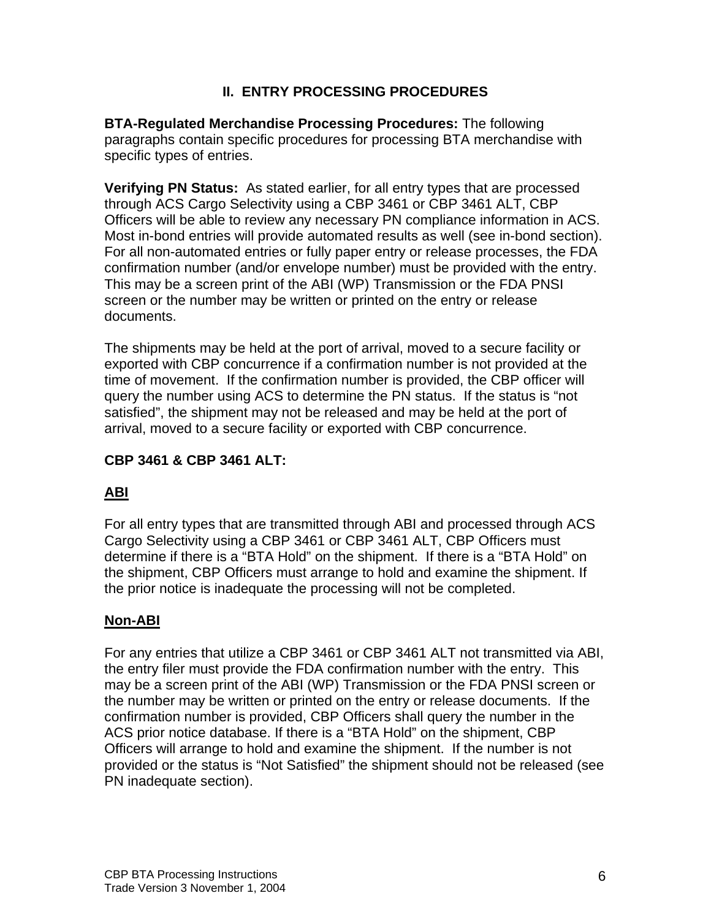## II. ENTRY PROCESSING PROCEDURES

**BTA-Regulated Merchandise Processing Procedures:** The following paragraphs contain specific procedures for processing BTA merchandise with specific types of entries.

**Verifying PN Status:** As stated earlier, for all entry types that are processed through ACS Cargo Selectivity using a CBP 3461 or CBP 3461 ALT, CBP Officers will be able to review any necessary PN compliance information in ACS. Most in-bond entries will provide automated results as well (see in-bond section). For all non-automated entries or fully paper entry or release processes, the FDA confirmation number (and/or envelope number) must be provided with the entry. This may be a screen print of the ABI (WP) Transmission or the FDA PNSI screen or the number may be written or printed on the entry or release documents.

The shipments may be held at the port of arrival, moved to a secure facility or exported with CBP concurrence if a confirmation number is not provided at the time of movement. If the confirmation number is provided, the CBP officer will query the number using ACS to determine the PN status. If the status is "not satisfied", the shipment may not be released and may be held at the port of arrival, moved to a secure facility or exported with CBP concurrence.

**CBP 3461 & CBP 3461 ALT:**

**<u>ABI</u>**

For all entry types that are transmitted through ABI and processed through ACS Cargo Selectivity using a CBP 3461 or CBP 3461 ALT, CBP Officers must determine if there is a "BTA Hold" on the shipment. If there is a "BTA Hold" on the shipment, CBP Officers must arrange to hold and examine the shipment. If the prior notice is inadequate the processing will not be completed.

**<u>Non-ABI</u>**

For any entries that utilize a CBP 3461 or CBP 3461 ALT not transmitted via ABI, the entry filer must provide the FDA confirmation number with the entry. This may be a screen print of the ABI (WP) Transmission or the FDA PNSI screen or the number may be written or printed on the entry or release documents. If the confirmation number is provided, CBP Officers shall query the number in the ACS prior notice database. If there is a "BTA Hold" on the shipment, CBP Officers will arrange to hold and examine the shipment. If the number is not provided or the status is "Not Satisfied" the shipment should not be released (see PN inadequate section).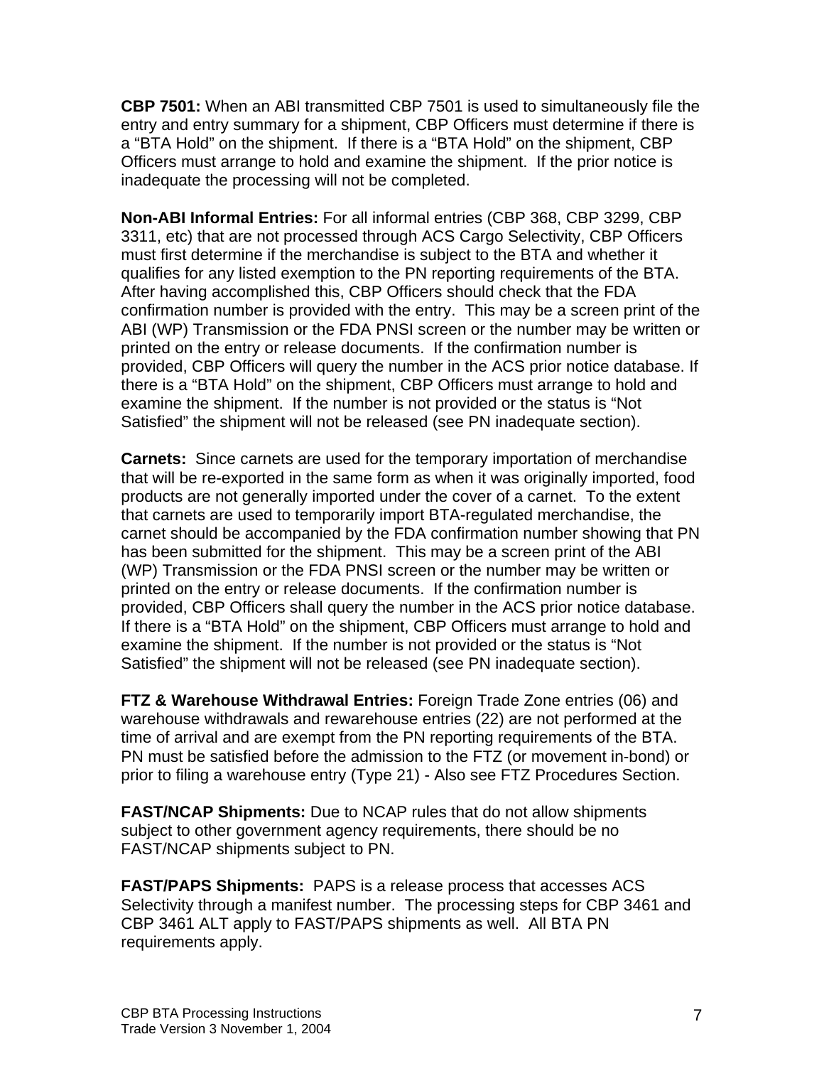**CBP 7501:** When an ABI transmitted CBP 7501 is used to simultaneously file the entry and entry summary for a shipment, CBP Officers must determine if there is a "BTA Hold" on the shipment. If there is a "BTA Hold" on the shipment, CBP Officers must arrange to hold and examine the shipment. If the prior notice is inadequate the processing will not be completed.

**Non-ABI Informal Entries:** For all informal entries (CBP 368, CBP 3299, CBP 3311, etc) that are not processed through ACS Cargo Selectivity, CBP Officers must first determine if the merchandise is subject to the BTA and whether it qualifies for any listed exemption to the PN reporting requirements of the BTA. After having accomplished this, CBP Officers should check that the FDA confirmation number is provided with the entry. This may be a screen print of the ABI (WP) Transmission or the FDA PNSI screen or the number may be written or printed on the entry or release documents. If the confirmation number is provided, CBP Officers will query the number in the ACS prior notice database. If there is a "BTA Hold" on the shipment, CBP Officers must arrange to hold and examine the shipment. If the number is not provided or the status is "Not Satisfied" the shipment will not be released (see PN inadequate section).

**Carnets:** Since carnets are used for the temporary importation of merchandise that will be re-exported in the same form as when it was originally imported, food products are not generally imported under the cover of a carnet. To the extent that carnets are used to temporarily import BTA-regulated merchandise, the carnet should be accompanied by the FDA confirmation number showing that PN has been submitted for the shipment. This may be a screen print of the ABI (WP) Transmission or the FDA PNSI screen or the number may be written or printed on the entry or release documents. If the confirmation number is provided, CBP Officers shall query the number in the ACS prior notice database. If there is a "BTA Hold" on the shipment, CBP Officers must arrange to hold and examine the shipment. If the number is not provided or the status is "Not Satisfied" the shipment will not be released (see PN inadequate section).

**FTZ & Warehouse Withdrawal Entries:** Foreign Trade Zone entries (06) and warehouse withdrawals and rewarehouse entries (22) are not performed at the time of arrival and are exempt from the PN reporting requirements of the BTA. PN must be satisfied before the admission to the FTZ (or movement in-bond) or prior to filing a warehouse entry (Type 21) - Also see FTZ Procedures Section.

**FAST/NCAP Shipments:** Due to NCAP rules that do not allow shipments subject to other government agency requirements, there should be no FAST/NCAP shipments subject to PN.

**FAST/PAPS Shipments:** PAPS is a release process that accesses ACS Selectivity through a manifest number. The processing steps for CBP 3461 and CBP 3461 ALT apply to FAST/PAPS shipments as well. All BTA PN requirements apply.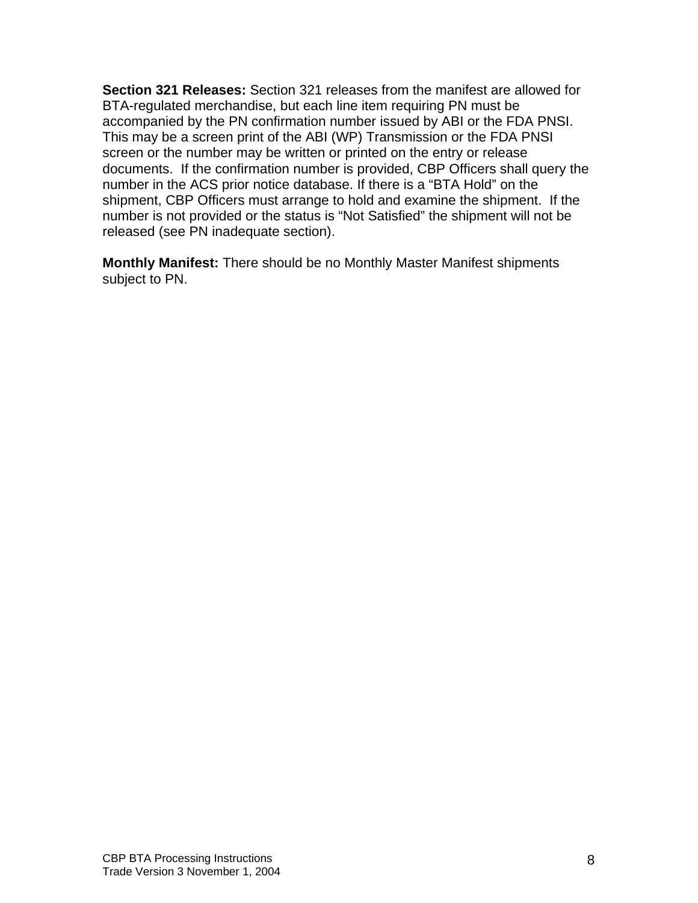**Section 321 Releases:** Section 321 releases from the manifest are allowed for BTA-regulated merchandise, but each line item requiring PN must be accompanied by the PN confirmation number issued by ABI or the FDA PNSI. This may be a screen print of the ABI (WP) Transmission or the FDA PNSI screen or the number may be written or printed on the entry or release documents. If the confirmation number is provided, CBP Officers shall query the number in the ACS prior notice database. If there is a "BTA Hold" on the shipment, CBP Officers must arrange to hold and examine the shipment. If the number is not provided or the status is "Not Satisfied" the shipment will not be released (see PN inadequate section).

**Monthly Manifest:** There should be no Monthly Master Manifest shipments subject to PN.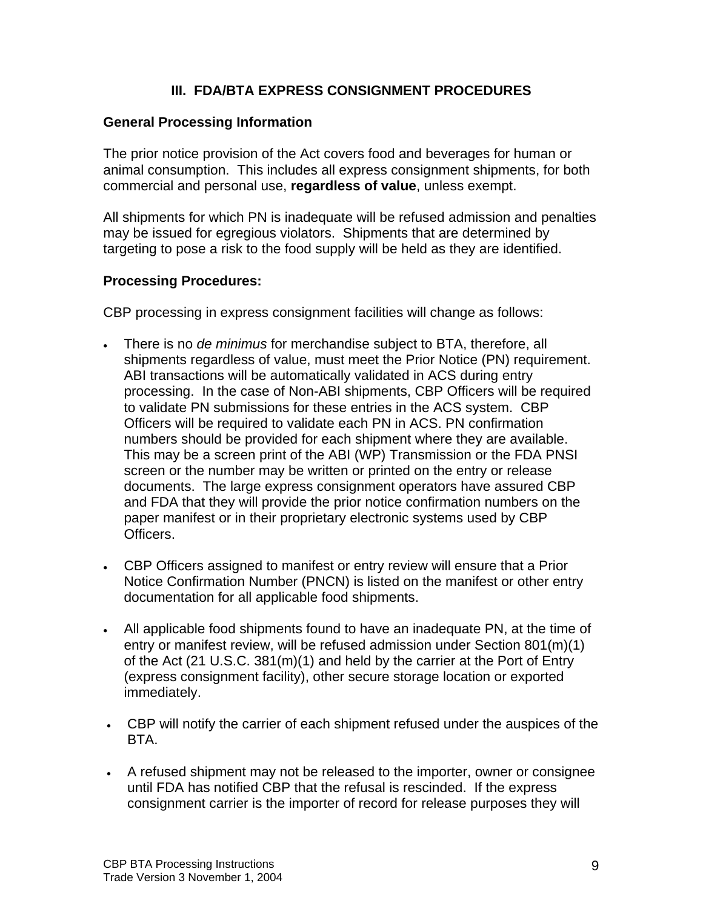## III. FDA/BTA EXPRESS CONSIGNMENT PROCEDURES

### General Processing Information

The prior notice provision of the Act covers food and beverages for human or animal consumption. This includes all express consignment shipments, for both commercial and personal use, **regardless of value**, unless exempt.

All shipments for which PN is inadequate will be refused admission and penalties may be issued for egregious violators. Shipments that are determined by targeting to pose a risk to the food supply will be held as they are identified.

### Processing Procedures:

CBP processing in express consignment facilities will change as follows:

- There is no *de minimus* for merchandise subject to BTA, therefore, all shipments regardless of value, must meet the Prior Notice (PN) requirement. ABI transactions will be automatically validated in ACS during entry processing. In the case of Non-ABI shipments, CBP Officers will be required to validate PN submissions for these entries in the ACS system. CBP Officers will be required to validate each PN in ACS. PN confirmation numbers should be provided for each shipment where they are available. This may be a screen print of the ABI (WP) Transmission or the FDA PNSI screen or the number may be written or printed on the entry or release documents. The large express consignment operators have assured CBP and FDA that they will provide the prior notice confirmation numbers on the paper manifest or in their proprietary electronic systems used by CBP Officers.

- CBP Officers assigned to manifest or entry review will ensure that a Prior Notice Confirmation Number (PNCN) is listed on the manifest or other entry documentation for all applicable food shipments.

- All applicable food shipments found to have an inadequate PN, at the time of entry or manifest review, will be refused admission under Section 801(m)(1) of the Act (21 U.S.C. 381(m)(1) and held by the carrier at the Port of Entry (express consignment facility), other secure storage location or exported immediately.

- CBP will notify the carrier of each shipment refused under the auspices of the BTA.

- A refused shipment may not be released to the importer, owner or consignee until FDA has notified CBP that the refusal is rescinded. If the express consignment carrier is the importer of record for release purposes they will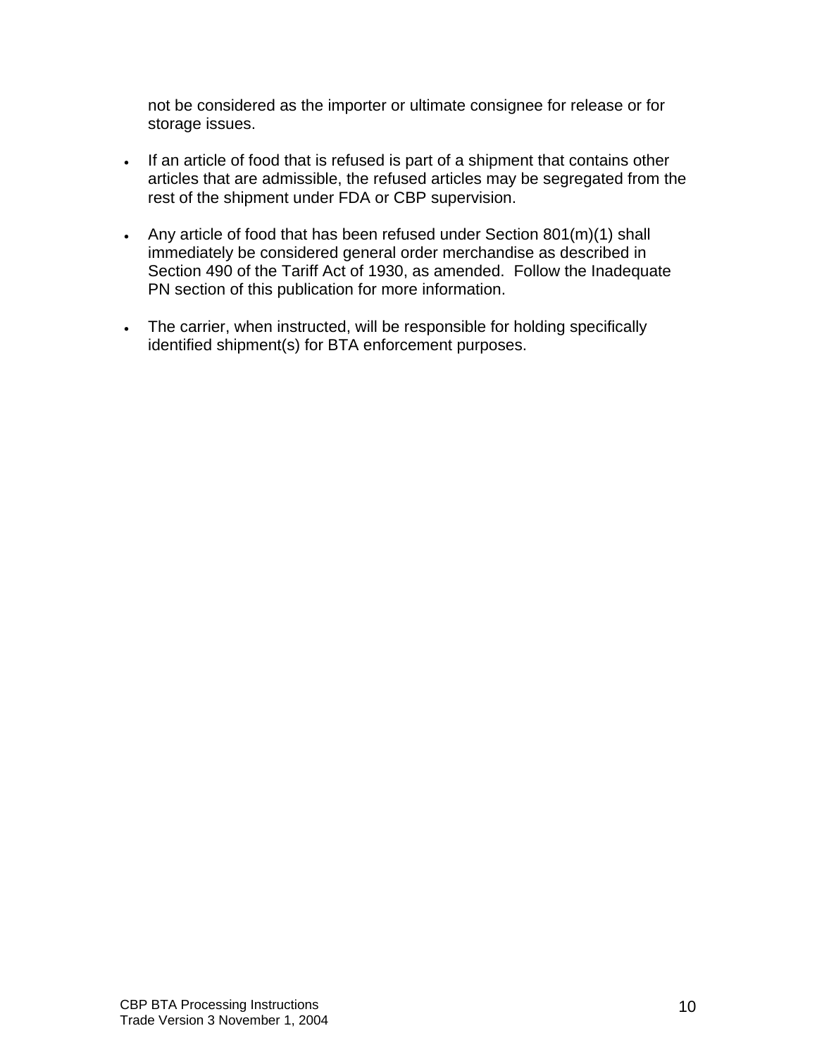not be considered as the importer or ultimate consignee for release or for storage issues.

- If an article of food that is refused is part of a shipment that contains other articles that are admissible, the refused articles may be segregated from the rest of the shipment under FDA or CBP supervision.

- Any article of food that has been refused under Section 801(m)(1) shall immediately be considered general order merchandise as described in Section 490 of the Tariff Act of 1930, as amended. Follow the Inadequate PN section of this publication for more information.

- The carrier, when instructed, will be responsible for holding specifically identified shipment(s) for BTA enforcement purposes.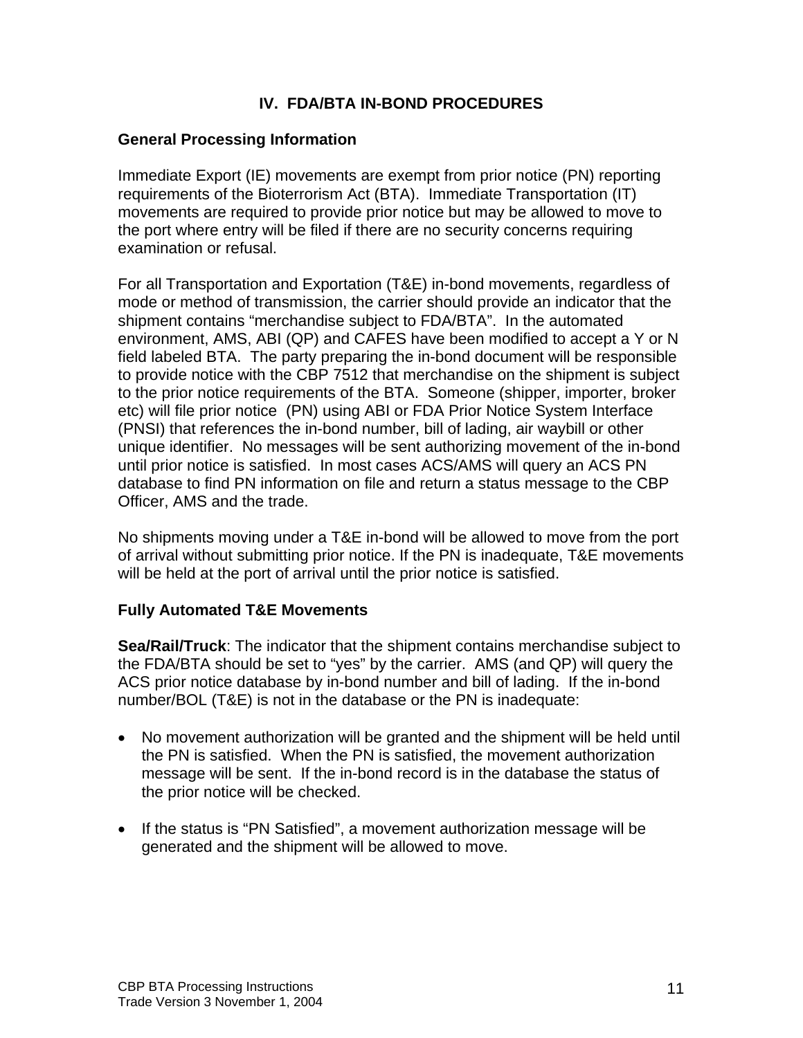## IV. FDA/BTA IN-BOND PROCEDURES

### General Processing Information

Immediate Export (IE) movements are exempt from prior notice (PN) reporting requirements of the Bioterrorism Act (BTA). Immediate Transportation (IT) movements are required to provide prior notice but may be allowed to move to the port where entry will be filed if there are no security concerns requiring examination or refusal.

For all Transportation and Exportation (T&E) in-bond movements, regardless of mode or method of transmission, the carrier should provide an indicator that the shipment contains "merchandise subject to FDA/BTA". In the automated environment, AMS, ABI (QP) and CAFES have been modified to accept a Y or N field labeled BTA. The party preparing the in-bond document will be responsible to provide notice with the CBP 7512 that merchandise on the shipment is subject to the prior notice requirements of the BTA. Someone (shipper, importer, broker etc) will file prior notice (PN) using ABI or FDA Prior Notice System Interface (PNSI) that references the in-bond number, bill of lading, air waybill or other unique identifier. No messages will be sent authorizing movement of the in-bond until prior notice is satisfied. In most cases ACS/AMS will query an ACS PN database to find PN information on file and return a status message to the CBP Officer, AMS and the trade.

No shipments moving under a T&E in-bond will be allowed to move from the port of arrival without submitting prior notice. If the PN is inadequate, T&E movements will be held at the port of arrival until the prior notice is satisfied.

### Fully Automated T&E Movements

**Sea/Rail/Truck**: The indicator that the shipment contains merchandise subject to the FDA/BTA should be set to "yes" by the carrier. AMS (and QP) will query the ACS prior notice database by in-bond number and bill of lading. If the in-bond number/BOL (T&E) is not in the database or the PN is inadequate:

- No movement authorization will be granted and the shipment will be held until the PN is satisfied. When the PN is satisfied, the movement authorization message will be sent. If the in-bond record is in the database the status of the prior notice will be checked.

- If the status is "PN Satisfied", a movement authorization message will be generated and the shipment will be allowed to move.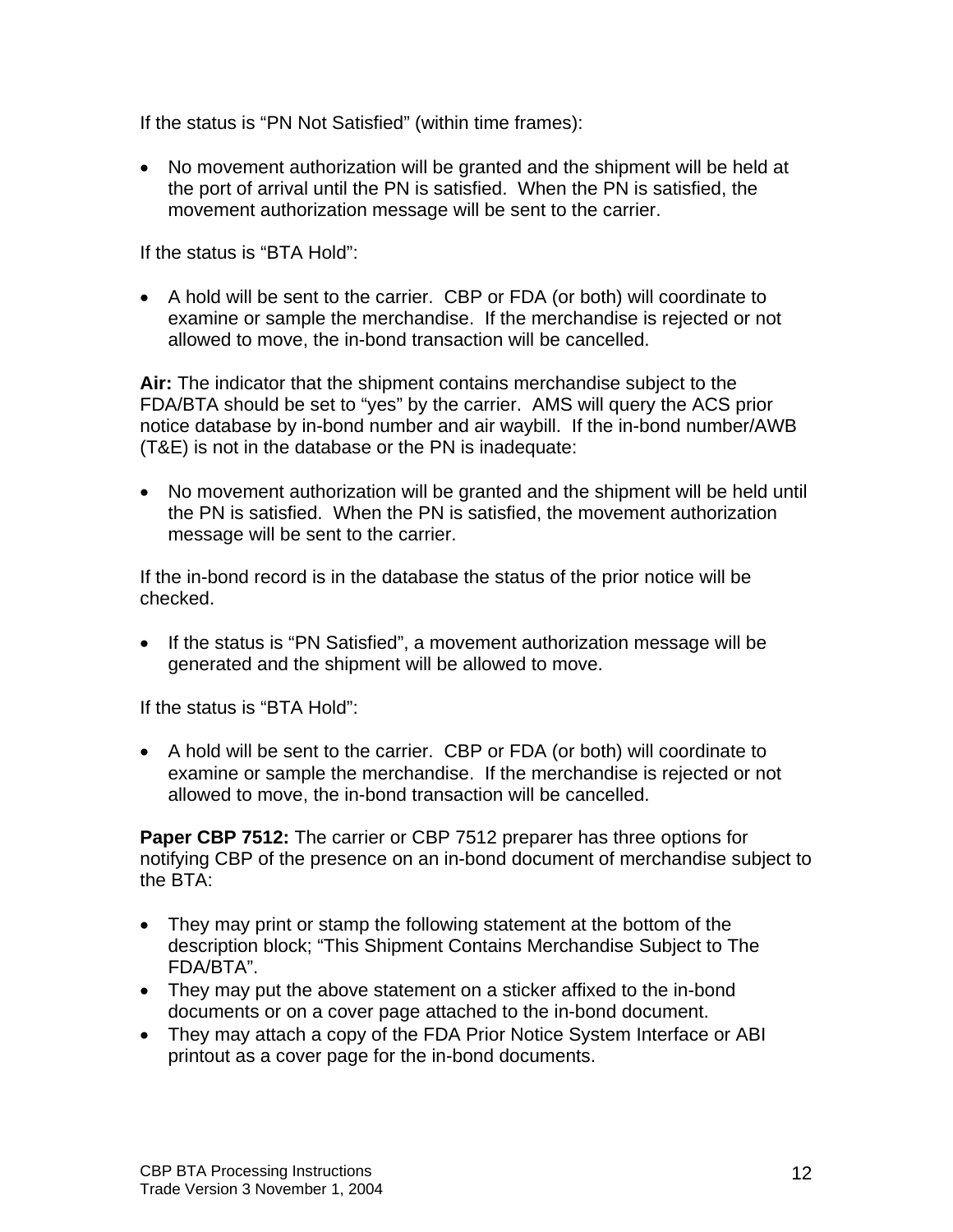If the status is “PN Not Satisfied” (within time frames):

- No movement authorization will be granted and the shipment will be held at the port of arrival until the PN is satisfied. When the PN is satisfied, the movement authorization message will be sent to the carrier.

If the status is “BTA Hold”:

- A hold will be sent to the carrier. CBP or FDA (or both) will coordinate to examine or sample the merchandise. If the merchandise is rejected or not allowed to move, the in-bond transaction will be cancelled.

**Air:** The indicator that the shipment contains merchandise subject to the FDA/BTA should be set to “yes” by the carrier. AMS will query the ACS prior notice database by in-bond number and air waybill. If the in-bond number/AWB (T&E) is not in the database or the PN is inadequate:

- No movement authorization will be granted and the shipment will be held until the PN is satisfied. When the PN is satisfied, the movement authorization message will be sent to the carrier.

If the in-bond record is in the database the status of the prior notice will be checked.

- If the status is “PN Satisfied”, a movement authorization message will be generated and the shipment will be allowed to move.

If the status is “BTA Hold”:

- A hold will be sent to the carrier. CBP or FDA (or both) will coordinate to examine or sample the merchandise. If the merchandise is rejected or not allowed to move, the in-bond transaction will be cancelled.

**Paper CBP 7512:** The carrier or CBP 7512 preparer has three options for notifying CBP of the presence on an in-bond document of merchandise subject to the BTA:

- They may print or stamp the following statement at the bottom of the description block; “This Shipment Contains Merchandise Subject to The FDA/BTA”.
- They may put the above statement on a sticker affixed to the in-bond documents or on a cover page attached to the in-bond document.
- They may attach a copy of the FDA Prior Notice System Interface or ABI printout as a cover page for the in-bond documents.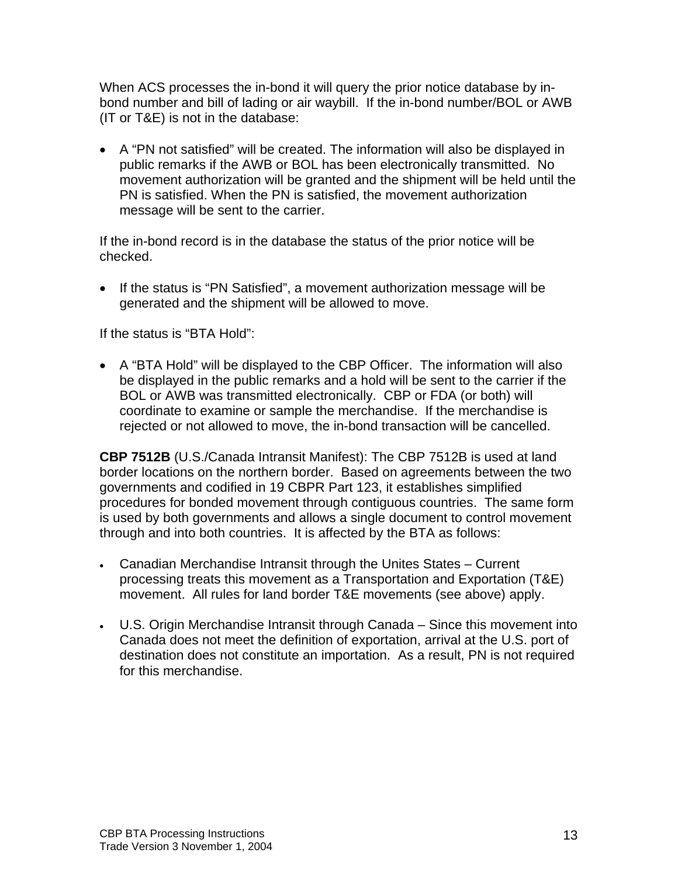When ACS processes the in-bond it will query the prior notice database by in-bond number and bill of lading or air waybill. If the in-bond number/BOL or AWB (IT or T&E) is not in the database:

- A "PN not satisfied" will be created. The information will also be displayed in public remarks if the AWB or BOL has been electronically transmitted. No movement authorization will be granted and the shipment will be held until the PN is satisfied. When the PN is satisfied, the movement authorization message will be sent to the carrier.

If the in-bond record is in the database the status of the prior notice will be checked.

- If the status is "PN Satisfied", a movement authorization message will be generated and the shipment will be allowed to move.

If the status is "BTA Hold":

- A "BTA Hold" will be displayed to the CBP Officer. The information will also be displayed in the public remarks and a hold will be sent to the carrier if the BOL or AWB was transmitted electronically. CBP or FDA (or both) will coordinate to examine or sample the merchandise. If the merchandise is rejected or not allowed to move, the in-bond transaction will be cancelled.

**CBP 7512B** (U.S./Canada Intransit Manifest): The CBP 7512B is used at land border locations on the northern border. Based on agreements between the two governments and codified in 19 CBPR Part 123, it establishes simplified procedures for bonded movement through contiguous countries. The same form is used by both governments and allows a single document to control movement through and into both countries. It is affected by the BTA as follows:

- Canadian Merchandise Intransit through the Unites States – Current processing treats this movement as a Transportation and Exportation (T&E) movement. All rules for land border T&E movements (see above) apply.

- U.S. Origin Merchandise Intransit through Canada – Since this movement into Canada does not meet the definition of exportation, arrival at the U.S. port of destination does not constitute an importation. As a result, PN is not required for this merchandise.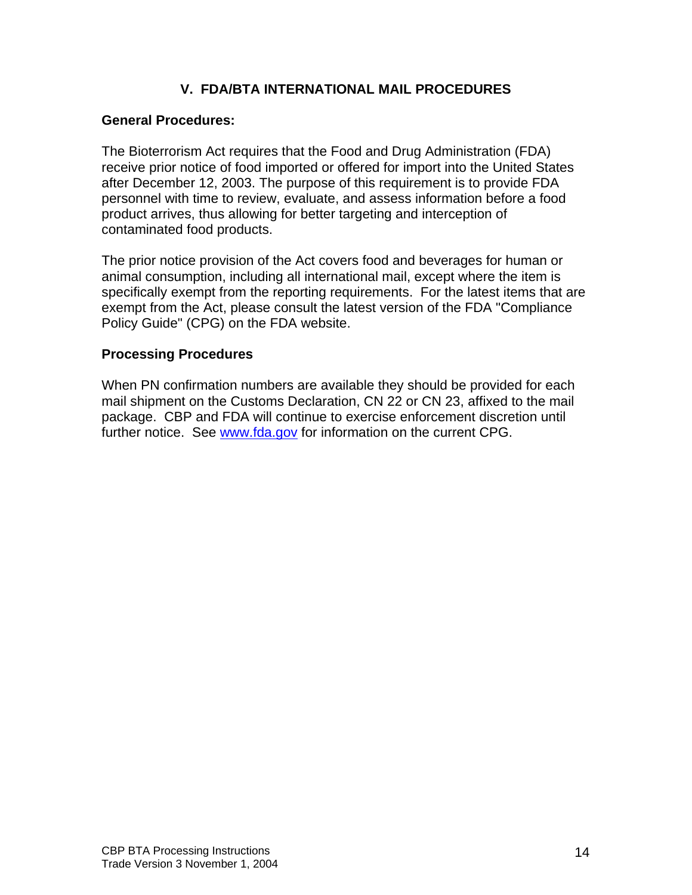## V. FDA/BTA INTERNATIONAL MAIL PROCEDURES

### General Procedures:

The Bioterrorism Act requires that the Food and Drug Administration (FDA) receive prior notice of food imported or offered for import into the United States after December 12, 2003. The purpose of this requirement is to provide FDA personnel with time to review, evaluate, and assess information before a food product arrives, thus allowing for better targeting and interception of contaminated food products.

The prior notice provision of the Act covers food and beverages for human or animal consumption, including all international mail, except where the item is specifically exempt from the reporting requirements. For the latest items that are exempt from the Act, please consult the latest version of the FDA "Compliance Policy Guide" (CPG) on the FDA website.

### Processing Procedures

When PN confirmation numbers are available they should be provided for each mail shipment on the Customs Declaration, CN 22 or CN 23, affixed to the mail package. CBP and FDA will continue to exercise enforcement discretion until further notice. See [www.fda.gov](http://www.fda.gov) for information on the current CPG.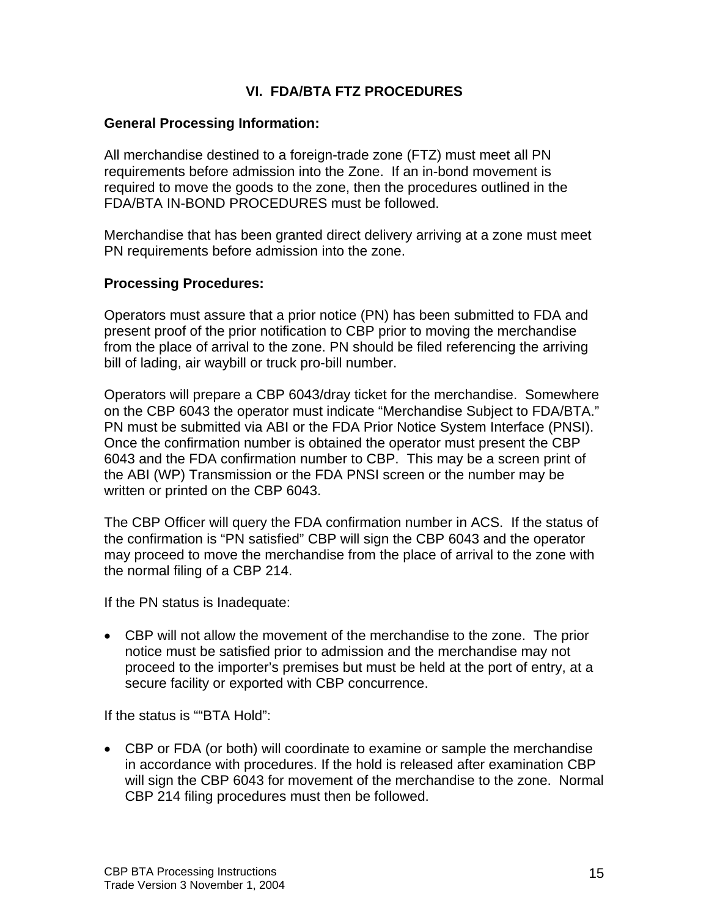## VI. FDA/BTA FTZ PROCEDURES

**General Processing Information:**

All merchandise destined to a foreign-trade zone (FTZ) must meet all PN requirements before admission into the Zone. If an in-bond movement is required to move the goods to the zone, then the procedures outlined in the FDA/BTA IN-BOND PROCEDURES must be followed.

Merchandise that has been granted direct delivery arriving at a zone must meet PN requirements before admission into the zone.

**Processing Procedures:**

Operators must assure that a prior notice (PN) has been submitted to FDA and present proof of the prior notification to CBP prior to moving the merchandise from the place of arrival to the zone. PN should be filed referencing the arriving bill of lading, air waybill or truck pro-bill number.

Operators will prepare a CBP 6043/dray ticket for the merchandise. Somewhere on the CBP 6043 the operator must indicate "Merchandise Subject to FDA/BTA." PN must be submitted via ABI or the FDA Prior Notice System Interface (PNSI). Once the confirmation number is obtained the operator must present the CBP 6043 and the FDA confirmation number to CBP. This may be a screen print of the ABI (WP) Transmission or the FDA PNSI screen or the number may be written or printed on the CBP 6043.

The CBP Officer will query the FDA confirmation number in ACS. If the status of the confirmation is "PN satisfied" CBP will sign the CBP 6043 and the operator may proceed to move the merchandise from the place of arrival to the zone with the normal filing of a CBP 214.

If the PN status is Inadequate:

- CBP will not allow the movement of the merchandise to the zone. The prior notice must be satisfied prior to admission and the merchandise may not proceed to the importer's premises but must be held at the port of entry, at a secure facility or exported with CBP concurrence.

If the status is ""BTA Hold":

- CBP or FDA (or both) will coordinate to examine or sample the merchandise in accordance with procedures. If the hold is released after examination CBP will sign the CBP 6043 for movement of the merchandise to the zone. Normal CBP 214 filing procedures must then be followed.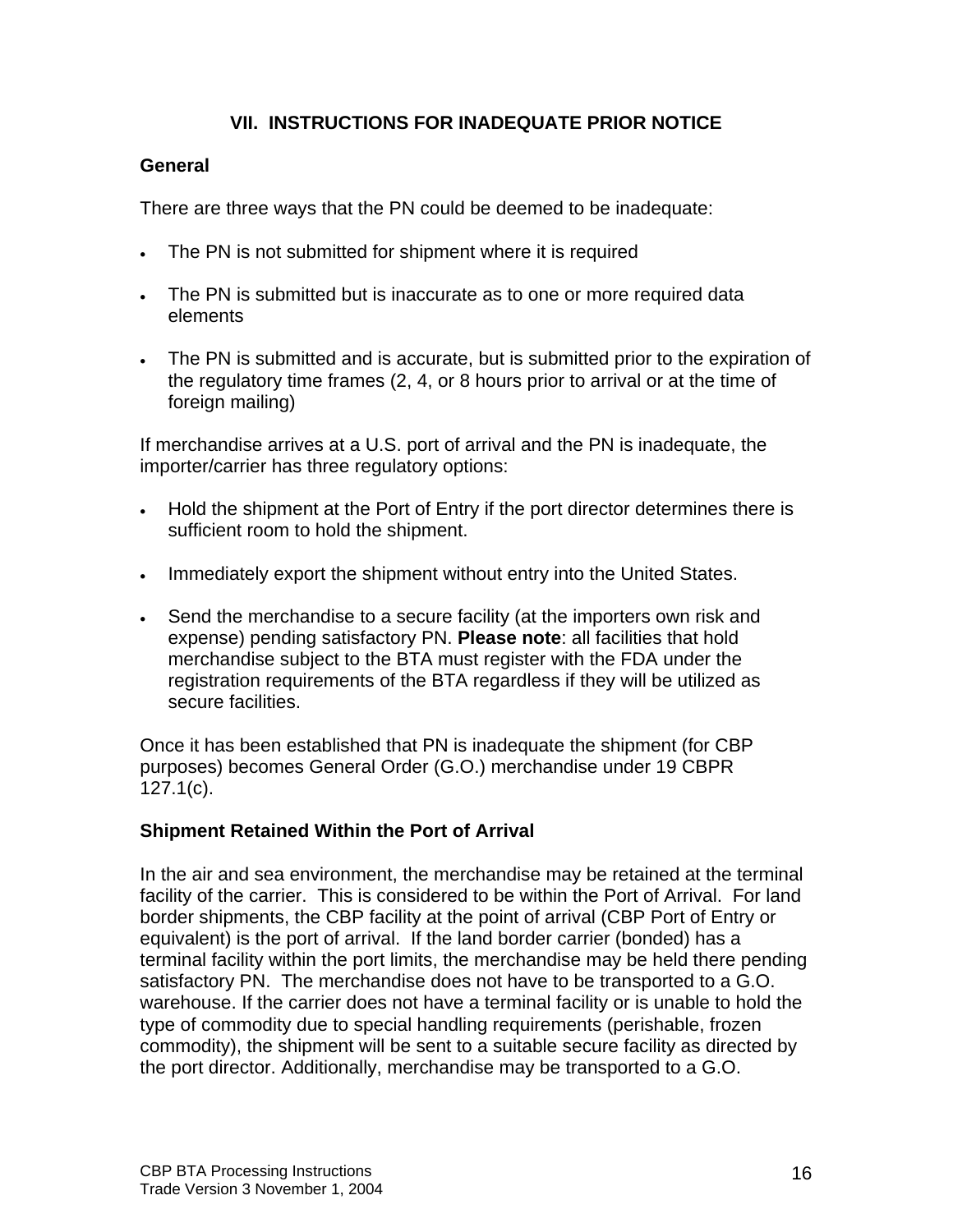## VII. INSTRUCTIONS FOR INADEQUATE PRIOR NOTICE

### General

There are three ways that the PN could be deemed to be inadequate:

- The PN is not submitted for shipment where it is required
- The PN is submitted but is inaccurate as to one or more required data elements
- The PN is submitted and is accurate, but is submitted prior to the expiration of the regulatory time frames (2, 4, or 8 hours prior to arrival or at the time of foreign mailing)

If merchandise arrives at a U.S. port of arrival and the PN is inadequate, the importer/carrier has three regulatory options:

- Hold the shipment at the Port of Entry if the port director determines there is sufficient room to hold the shipment.
- Immediately export the shipment without entry into the United States.
- Send the merchandise to a secure facility (at the importers own risk and expense) pending satisfactory PN. **Please note**: all facilities that hold merchandise subject to the BTA must register with the FDA under the registration requirements of the BTA regardless if they will be utilized as secure facilities.

Once it has been established that PN is inadequate the shipment (for CBP purposes) becomes General Order (G.O.) merchandise under 19 CBPR 127.1(c).

### Shipment Retained Within the Port of Arrival

In the air and sea environment, the merchandise may be retained at the terminal facility of the carrier. This is considered to be within the Port of Arrival. For land border shipments, the CBP facility at the point of arrival (CBP Port of Entry or equivalent) is the port of arrival. If the land border carrier (bonded) has a terminal facility within the port limits, the merchandise may be held there pending satisfactory PN. The merchandise does not have to be transported to a G.O. warehouse. If the carrier does not have a terminal facility or is unable to hold the type of commodity due to special handling requirements (perishable, frozen commodity), the shipment will be sent to a suitable secure facility as directed by the port director. Additionally, merchandise may be transported to a G.O.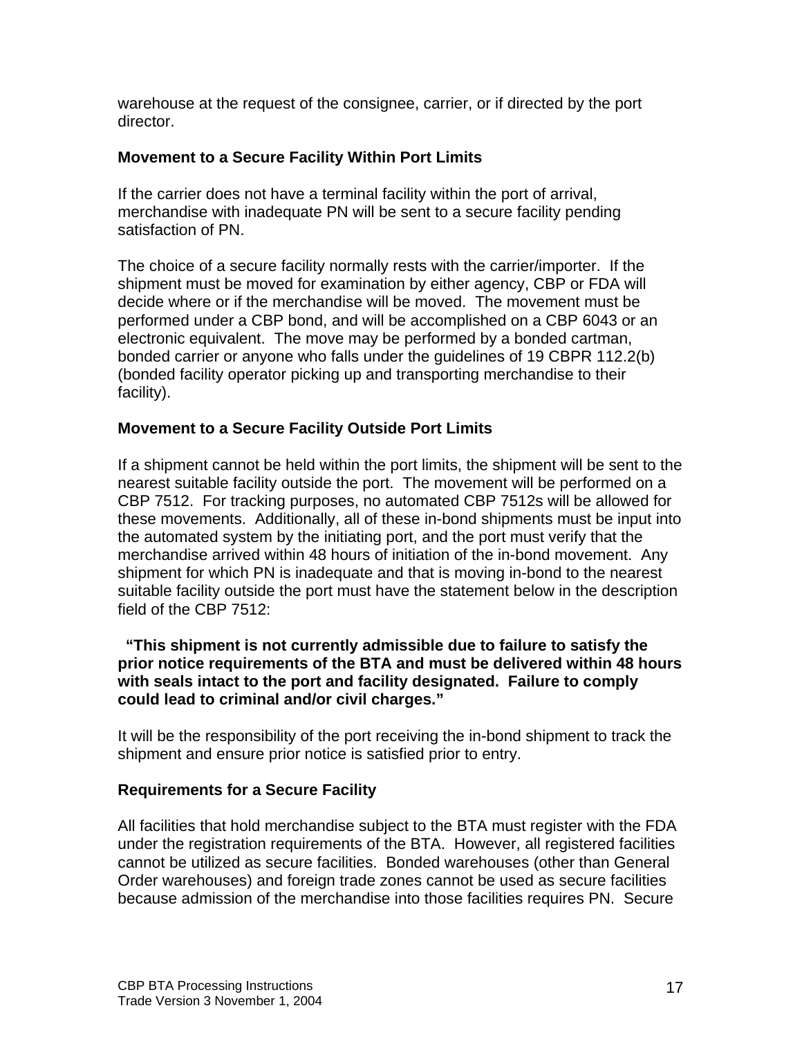warehouse at the request of the consignee, carrier, or if directed by the port director.

### Movement to a Secure Facility Within Port Limits

If the carrier does not have a terminal facility within the port of arrival, merchandise with inadequate PN will be sent to a secure facility pending satisfaction of PN.

The choice of a secure facility normally rests with the carrier/importer. If the shipment must be moved for examination by either agency, CBP or FDA will decide where or if the merchandise will be moved. The movement must be performed under a CBP bond, and will be accomplished on a CBP 6043 or an electronic equivalent. The move may be performed by a bonded cartman, bonded carrier or anyone who falls under the guidelines of 19 CBPR 112.2(b) (bonded facility operator picking up and transporting merchandise to their facility).

### Movement to a Secure Facility Outside Port Limits

If a shipment cannot be held within the port limits, the shipment will be sent to the nearest suitable facility outside the port. The movement will be performed on a CBP 7512. For tracking purposes, no automated CBP 7512s will be allowed for these movements. Additionally, all of these in-bond shipments must be input into the automated system by the initiating port, and the port must verify that the merchandise arrived within 48 hours of initiation of the in-bond movement. Any shipment for which PN is inadequate and that is moving in-bond to the nearest suitable facility outside the port must have the statement below in the description field of the CBP 7512:

**"This shipment is not currently admissible due to failure to satisfy the prior notice requirements of the BTA and must be delivered within 48 hours with seals intact to the port and facility designated. Failure to comply could lead to criminal and/or civil charges."**

It will be the responsibility of the port receiving the in-bond shipment to track the shipment and ensure prior notice is satisfied prior to entry.

### Requirements for a Secure Facility

All facilities that hold merchandise subject to the BTA must register with the FDA under the registration requirements of the BTA. However, all registered facilities cannot be utilized as secure facilities. Bonded warehouses (other than General Order warehouses) and foreign trade zones cannot be used as secure facilities because admission of the merchandise into those facilities requires PN. Secure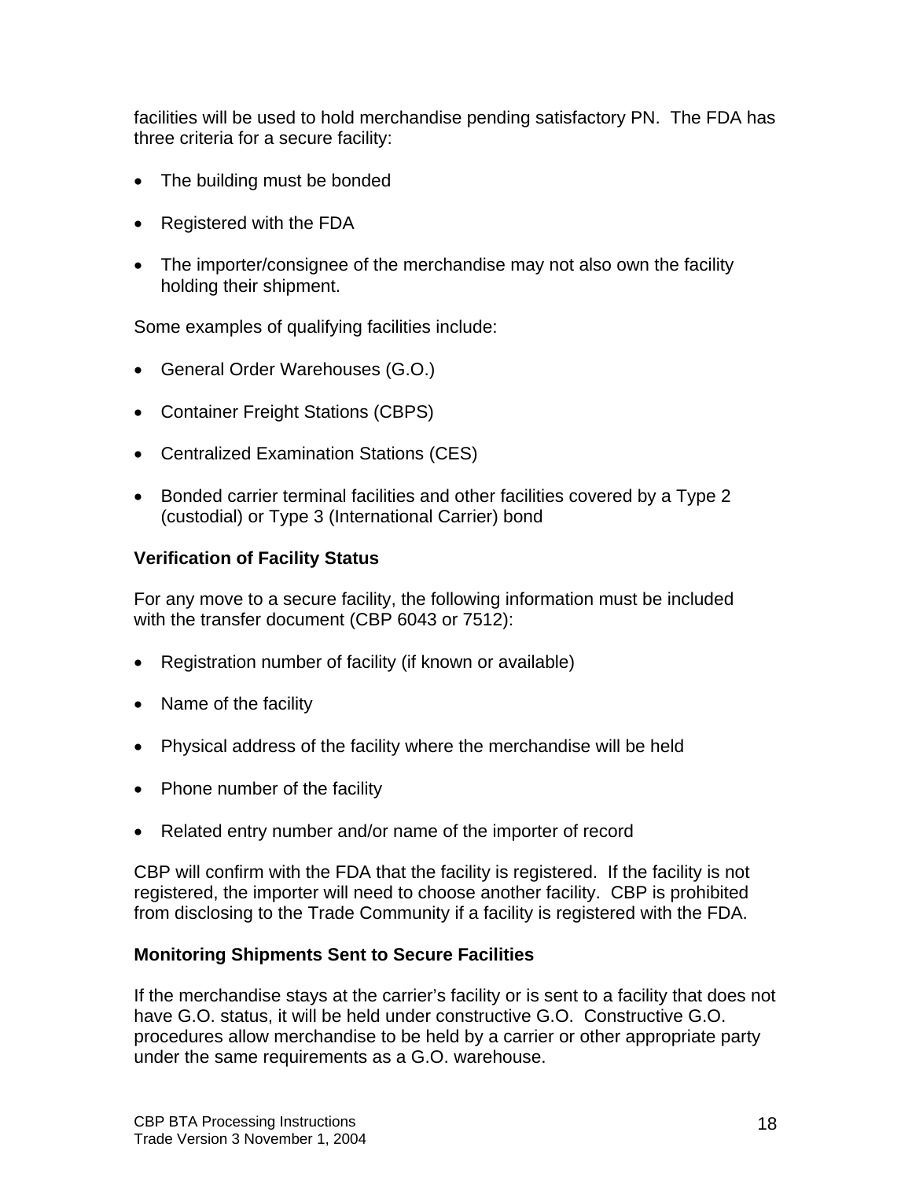facilities will be used to hold merchandise pending satisfactory PN. The FDA has three criteria for a secure facility:

- The building must be bonded
- Registered with the FDA
- The importer/consignee of the merchandise may not also own the facility holding their shipment.

Some examples of qualifying facilities include:

- General Order Warehouses (G.O.)
- Container Freight Stations (CBPS)
- Centralized Examination Stations (CES)
- Bonded carrier terminal facilities and other facilities covered by a Type 2 (custodial) or Type 3 (International Carrier) bond

**Verification of Facility Status**

For any move to a secure facility, the following information must be included with the transfer document (CBP 6043 or 7512):

- Registration number of facility (if known or available)
- Name of the facility
- Physical address of the facility where the merchandise will be held
- Phone number of the facility
- Related entry number and/or name of the importer of record

CBP will confirm with the FDA that the facility is registered. If the facility is not registered, the importer will need to choose another facility. CBP is prohibited from disclosing to the Trade Community if a facility is registered with the FDA.

**Monitoring Shipments Sent to Secure Facilities**

If the merchandise stays at the carrier's facility or is sent to a facility that does not have G.O. status, it will be held under constructive G.O. Constructive G.O. procedures allow merchandise to be held by a carrier or other appropriate party under the same requirements as a G.O. warehouse.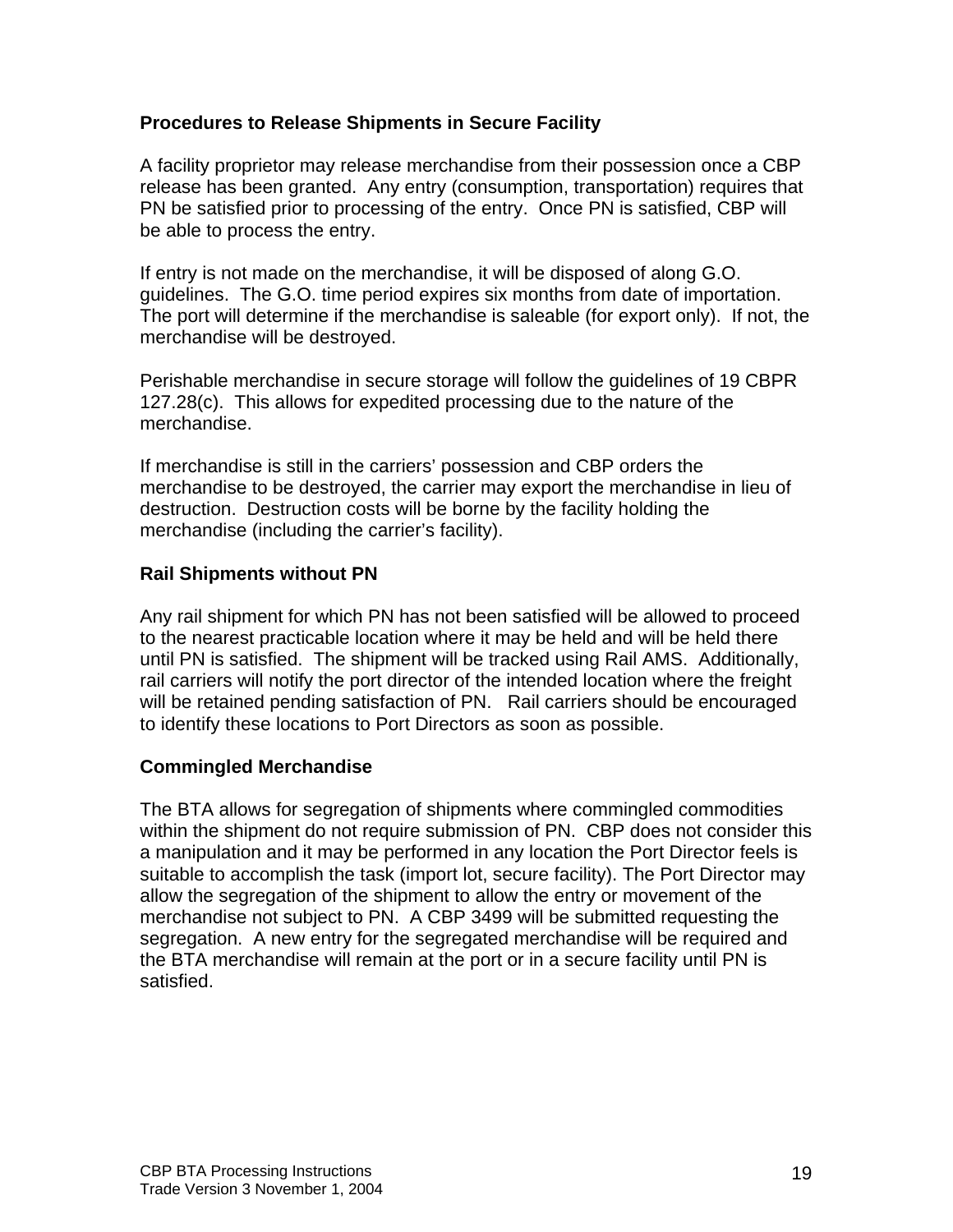**Procedures to Release Shipments in Secure Facility**

A facility proprietor may release merchandise from their possession once a CBP release has been granted. Any entry (consumption, transportation) requires that PN be satisfied prior to processing of the entry. Once PN is satisfied, CBP will be able to process the entry.

If entry is not made on the merchandise, it will be disposed of along G.O. guidelines. The G.O. time period expires six months from date of importation. The port will determine if the merchandise is saleable (for export only). If not, the merchandise will be destroyed.

Perishable merchandise in secure storage will follow the guidelines of 19 CBPR 127.28(c). This allows for expedited processing due to the nature of the merchandise.

If merchandise is still in the carriers' possession and CBP orders the merchandise to be destroyed, the carrier may export the merchandise in lieu of destruction. Destruction costs will be borne by the facility holding the merchandise (including the carrier's facility).

**Rail Shipments without PN**

Any rail shipment for which PN has not been satisfied will be allowed to proceed to the nearest practicable location where it may be held and will be held there until PN is satisfied. The shipment will be tracked using Rail AMS. Additionally, rail carriers will notify the port director of the intended location where the freight will be retained pending satisfaction of PN. Rail carriers should be encouraged to identify these locations to Port Directors as soon as possible.

**Commingled Merchandise**

The BTA allows for segregation of shipments where commingled commodities within the shipment do not require submission of PN. CBP does not consider this a manipulation and it may be performed in any location the Port Director feels is suitable to accomplish the task (import lot, secure facility). The Port Director may allow the segregation of the shipment to allow the entry or movement of the merchandise not subject to PN. A CBP 3499 will be submitted requesting the segregation. A new entry for the segregated merchandise will be required and the BTA merchandise will remain at the port or in a secure facility until PN is satisfied.